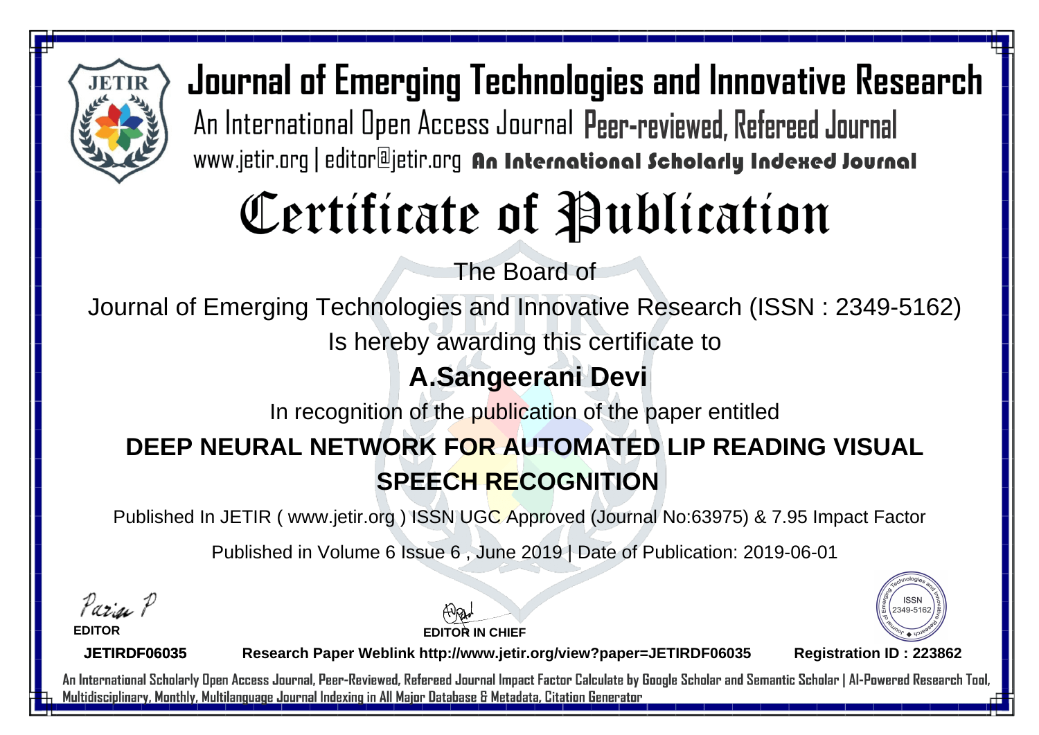# Journal of Emerging Technologies and Innovative Research

An International Open Access Journal Peer-reviewed, Refereed Journal

www.jetir.org | editor@jetir.org An International Scholarly Indexed Journal

# Certificate of Publication

The Board of

Journal of Emerging Technologies and Innovative Research (ISSN : 2349-5162)

Is hereby awarding this certificate to

**A.Sangeerani Devi**

In recognition of the publication of the paper entitled

**DEEP NEURAL NETWORK FOR AUTOMATED LIP READING VISUAL SPEECH RECOGNITION**

Published In JETIR ( www.jetir.org ) ISSN UGC Approved (Journal No:63975) & 7.95 Impact Factor

Published in Volume 6 Issue 6 , June 2019 | Date of Publication: 2019-06-01

**EDITOR**

**EDITOR IN CHIEF**

ISSN 2349-5162

**JETIRDF06035** **Research Paper Weblink http://www.jetir.org/view?paper=JETIRDF06035** **Registration ID : 223862**

An International Scholarly Open Access Journal, Peer-Reviewed, Refereed Journal Impact Factor Calculate by Google Scholar and Semantic Scholar | AI-Powered Research Tool, Multidisciplinary, Monthly, Multilanguage Journal Indexing in All Major Database & Metadata, Citation Generator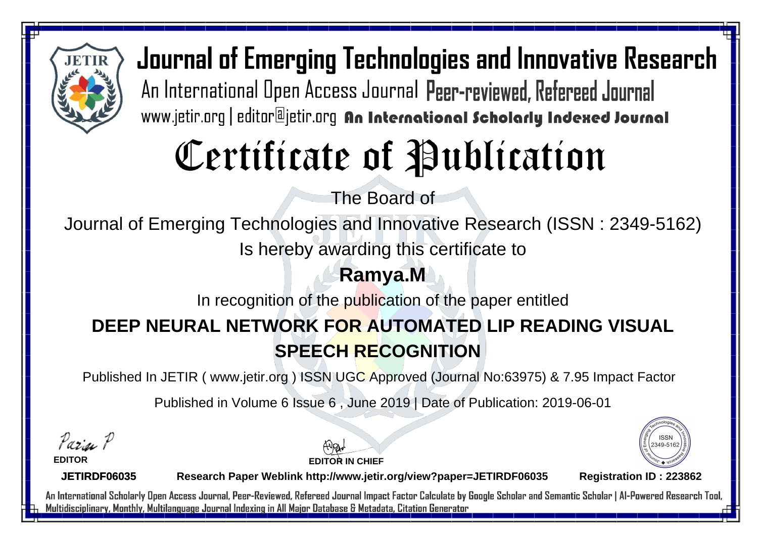# Journal of Emerging Technologies and Innovative Research

An International Open Access Journal Peer-reviewed, Refereed Journal

www.jetir.org | editor@jetir.org **An International Scholarly Indexed Journal**

# Certificate of Publication

The Board of

Journal of Emerging Technologies and Innovative Research (ISSN : 2349-5162)

Is hereby awarding this certificate to

**Ramya.M**

In recognition of the publication of the paper entitled

## DEEP NEURAL NETWORK FOR AUTOMATED LIP READING VISUAL SPEECH RECOGNITION

Published In JETIR ( www.jetir.org ) ISSN UGC Approved (Journal No:63975) & 7.95 Impact Factor

Published in Volume 6 Issue 6 , June 2019 | Date of Publication: 2019-06-01

**EDITOR**

**EDITOR IN CHIEF**

ISSN 2349-5162

**JETIRDF06035** **Research Paper Weblink http://www.jetir.org/view?paper=JETIRDF06035** **Registration ID : 223862**

An International Scholarly Open Access Journal, Peer-Reviewed, Refereed Journal Impact Factor Calculate by Google Scholar and Semantic Scholar | AI-Powered Research Tool, Multidisciplinary, Monthly, Multilanguage Journal Indexing in All Major Database & Metadata, Citation Generator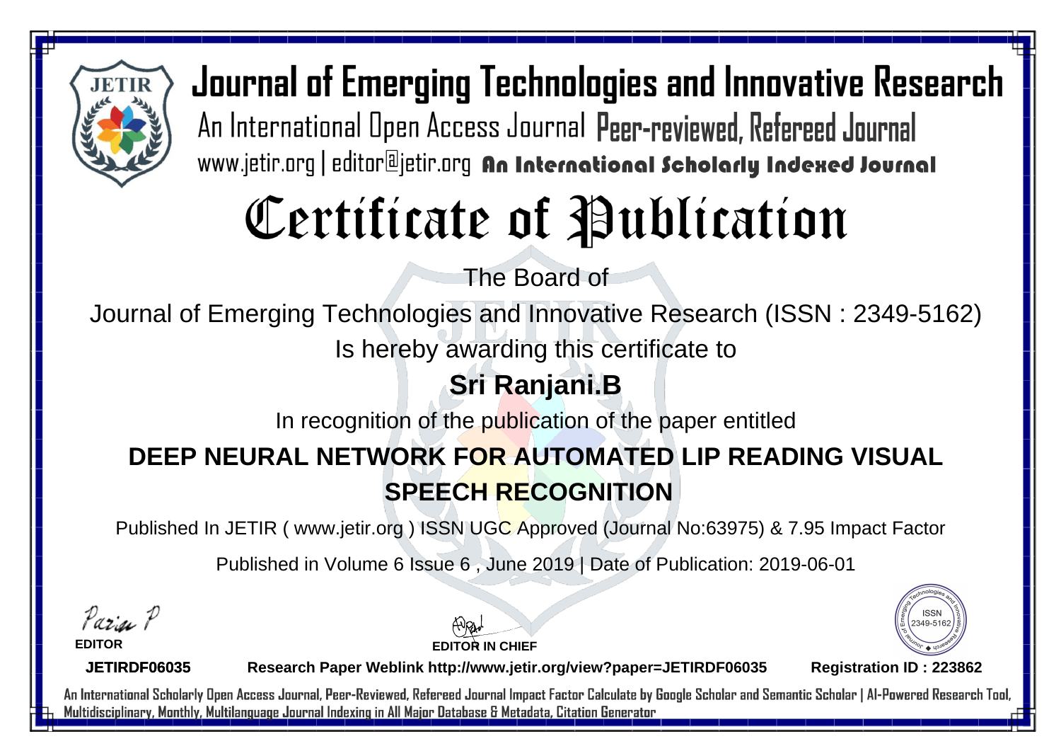# Journal of Emerging Technologies and Innovative Research

An International Open Access Journal Peer-reviewed, Refereed Journal

www.jetir.org | editor@jetir.org **An International Scholarly Indexed Journal**

# Certificate of Publication

The Board of

Journal of Emerging Technologies and Innovative Research (ISSN : 2349-5162)

Is hereby awarding this certificate to

**Sri Ranjani.B**

In recognition of the publication of the paper entitled

**DEEP NEURAL NETWORK FOR AUTOMATED LIP READING VISUAL SPEECH RECOGNITION**

Published In JETIR ( www.jetir.org ) ISSN UGC Approved (Journal No:63975) & 7.95 Impact Factor

Published in Volume 6 Issue 6 , June 2019 | Date of Publication: 2019-06-01

**EDITOR**

**EDITOR IN CHIEF**

ISSN 2349-5162

**JETIRDF06035** **Research Paper Weblink http://www.jetir.org/view?paper=JETIRDF06035** **Registration ID : 223862**

An International Scholarly Open Access Journal, Peer-Reviewed, Refereed Journal Impact Factor Calculate by Google Scholar and Semantic Scholar | AI-Powered Research Tool, Multidisciplinary, Monthly, Multilanguage Journal Indexing in All Major Database & Metadata, Citation Generator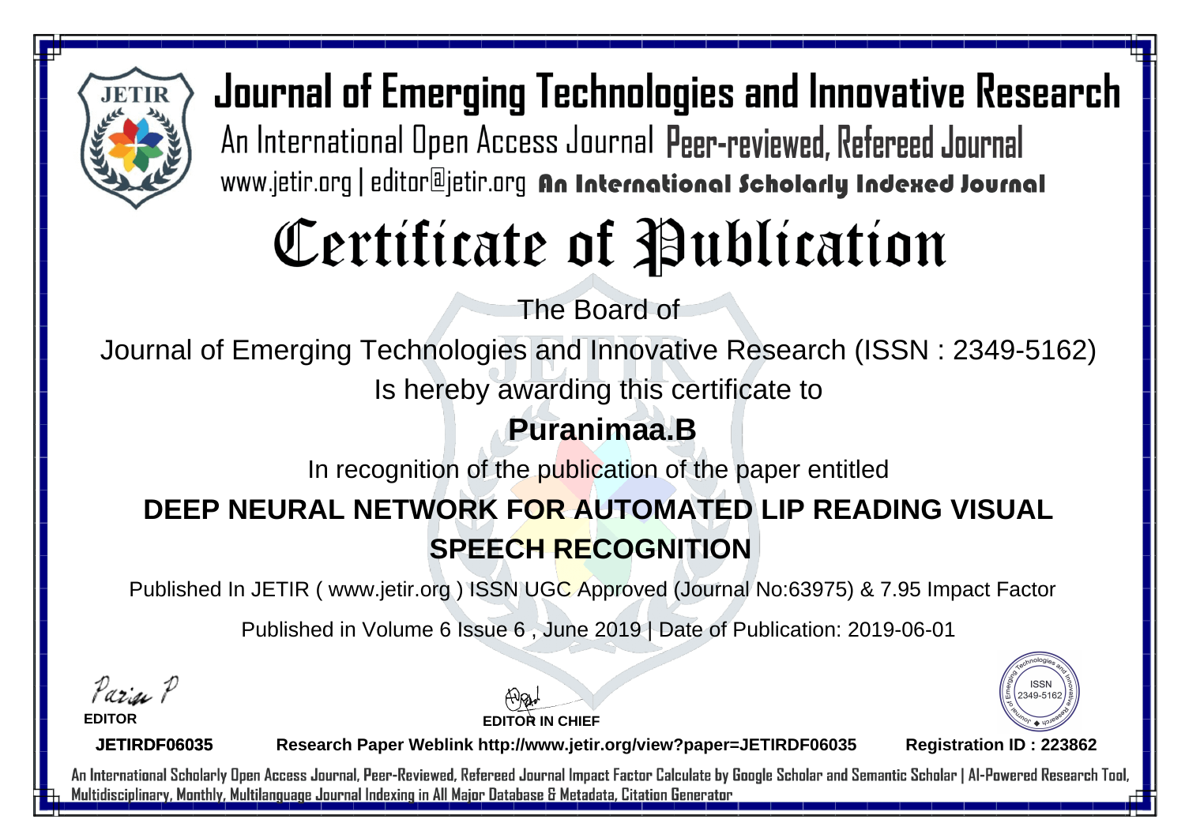# Journal of Emerging Technologies and Innovative Research

An International Open Access Journal Peer-reviewed, Refereed Journal

www.jetir.org | editor@jetir.org **An International Scholarly Indexed Journal**

# Certificate of Publication

The Board of

Journal of Emerging Technologies and Innovative Research (ISSN : 2349-5162)

Is hereby awarding this certificate to

## Puranimaa.B

In recognition of the publication of the paper entitled

## DEEP NEURAL NETWORK FOR AUTOMATED LIP READING VISUAL SPEECH RECOGNITION

Published In JETIR ( www.jetir.org ) ISSN UGC Approved (Journal No:63975) & 7.95 Impact Factor

Published in Volume 6 Issue 6 , June 2019 | Date of Publication: 2019-06-01

**EDITOR**

**EDITOR IN CHIEF**

ISSN 2349-5162

**JETIRDF06035** **Research Paper Weblink http://www.jetir.org/view?paper=JETIRDF06035** **Registration ID : 223862**

An International Scholarly Open Access Journal, Peer-Reviewed, Refereed Journal Impact Factor Calculate by Google Scholar and Semantic Scholar | AI-Powered Research Tool, Multidisciplinary, Monthly, Multilanguage Journal Indexing in All Major Database & Metadata, Citation Generator